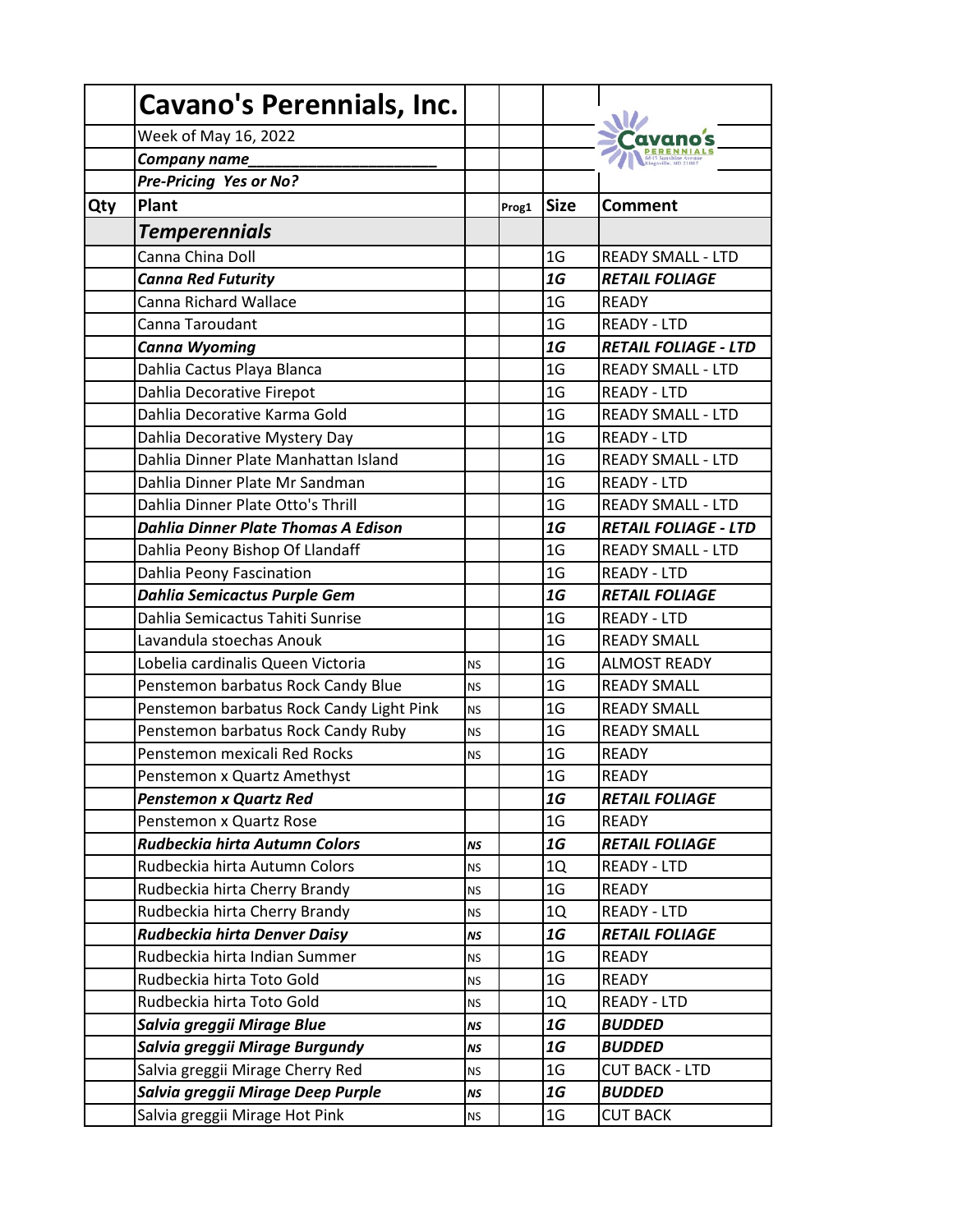# Cavano's Perennials, Inc.

Week of May 16, 2022

***Company name_____________________***

***Pre-Pricing Yes or No?***

| Qty | Plant | | Prog1 | Size | Comment |
|---|---|---|---|---|---|
| | ***Temperennials*** | | | | |
| | Canna China Doll | | | 1G | READY SMALL - LTD |
| | ***Canna Red Futurity*** | | | ***1G*** | ***RETAIL FOLIAGE*** |
| | Canna Richard Wallace | | | 1G | READY |
| | Canna Taroudant | | | 1G | READY - LTD |
| | ***Canna Wyoming*** | | | ***1G*** | ***RETAIL FOLIAGE - LTD*** |
| | Dahlia Cactus Playa Blanca | | | 1G | READY SMALL - LTD |
| | Dahlia Decorative Firepot | | | 1G | READY - LTD |
| | Dahlia Decorative Karma Gold | | | 1G | READY SMALL - LTD |
| | Dahlia Decorative Mystery Day | | | 1G | READY - LTD |
| | Dahlia Dinner Plate Manhattan Island | | | 1G | READY SMALL - LTD |
| | Dahlia Dinner Plate Mr Sandman | | | 1G | READY - LTD |
| | Dahlia Dinner Plate Otto's Thrill | | | 1G | READY SMALL - LTD |
| | ***Dahlia Dinner Plate Thomas A Edison*** | | | ***1G*** | ***RETAIL FOLIAGE - LTD*** |
| | Dahlia Peony Bishop Of Llandaff | | | 1G | READY SMALL - LTD |
| | Dahlia Peony Fascination | | | 1G | READY - LTD |
| | ***Dahlia Semicactus Purple Gem*** | | | ***1G*** | ***RETAIL FOLIAGE*** |
| | Dahlia Semicactus Tahiti Sunrise | | | 1G | READY - LTD |
| | Lavandula stoechas Anouk | | | 1G | READY SMALL |
| | Lobelia cardinalis Queen Victoria | NS | | 1G | ALMOST READY |
| | Penstemon barbatus Rock Candy Blue | NS | | 1G | READY SMALL |
| | Penstemon barbatus Rock Candy Light Pink | NS | | 1G | READY SMALL |
| | Penstemon barbatus Rock Candy Ruby | NS | | 1G | READY SMALL |
| | Penstemon mexicali Red Rocks | NS | | 1G | READY |
| | Penstemon x Quartz Amethyst | | | 1G | READY |
| | ***Penstemon x Quartz Red*** | | | ***1G*** | ***RETAIL FOLIAGE*** |
| | Penstemon x Quartz Rose | | | 1G | READY |
| | ***Rudbeckia hirta Autumn Colors*** | ***NS*** | | ***1G*** | ***RETAIL FOLIAGE*** |
| | Rudbeckia hirta Autumn Colors | NS | | 1Q | READY - LTD |
| | Rudbeckia hirta Cherry Brandy | NS | | 1G | READY |
| | Rudbeckia hirta Cherry Brandy | NS | | 1Q | READY - LTD |
| | ***Rudbeckia hirta Denver Daisy*** | ***NS*** | | ***1G*** | ***RETAIL FOLIAGE*** |
| | Rudbeckia hirta Indian Summer | NS | | 1G | READY |
| | Rudbeckia hirta Toto Gold | NS | | 1G | READY |
| | Rudbeckia hirta Toto Gold | NS | | 1Q | READY - LTD |
| | ***Salvia greggii Mirage Blue*** | ***NS*** | | ***1G*** | ***BUDDED*** |
| | ***Salvia greggii Mirage Burgundy*** | ***NS*** | | ***1G*** | ***BUDDED*** |
| | Salvia greggii Mirage Cherry Red | NS | | 1G | CUT BACK - LTD |
| | ***Salvia greggii Mirage Deep Purple*** | ***NS*** | | ***1G*** | ***BUDDED*** |
| | Salvia greggii Mirage Hot Pink | NS | | 1G | CUT BACK |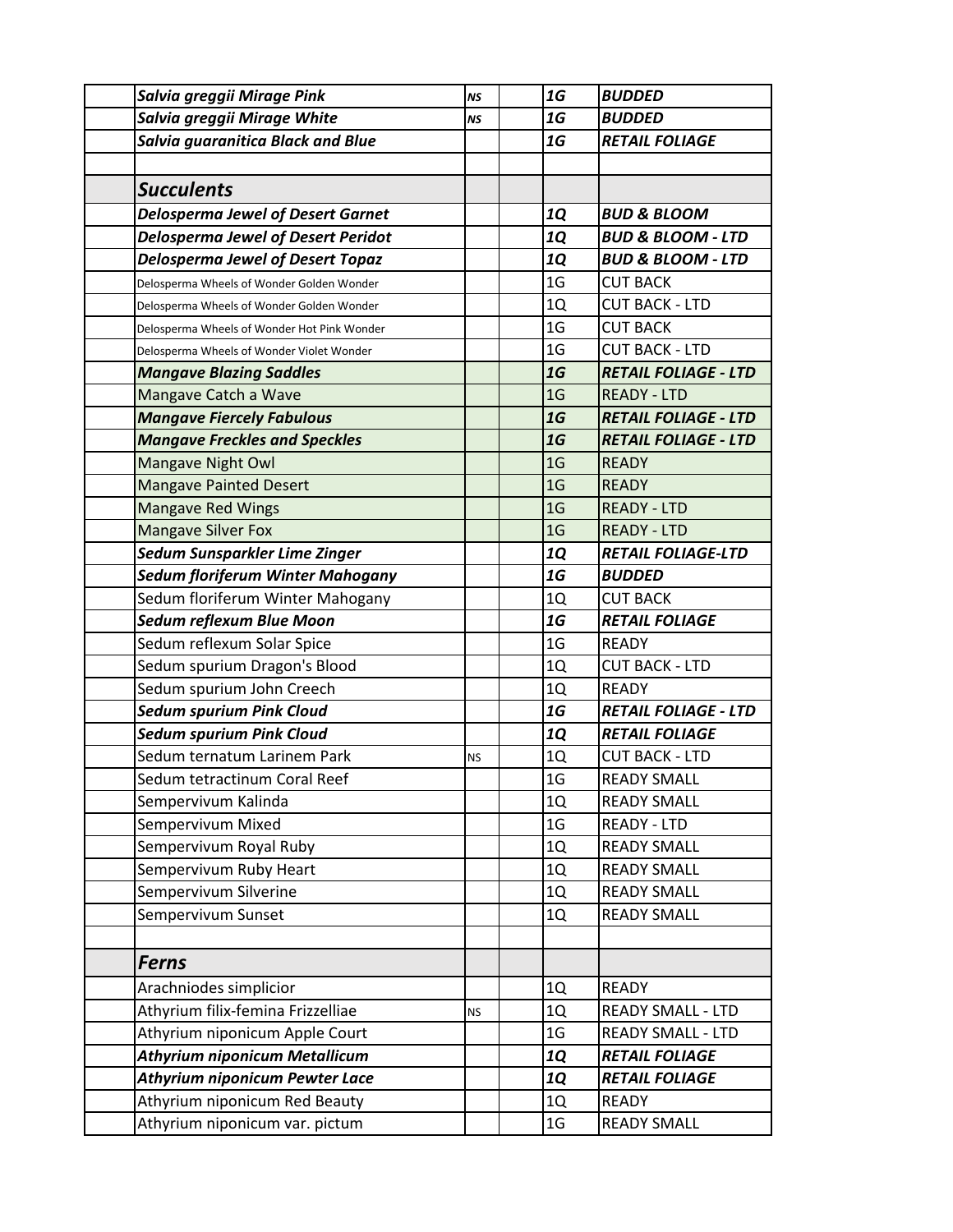| | | | | | |
|---|---|---|---|---|---|
| | ***Salvia greggii Mirage Pink*** | ***NS*** | | ***1G*** | ***BUDDED*** |
| | ***Salvia greggii Mirage White*** | ***NS*** | | ***1G*** | ***BUDDED*** |
| | ***Salvia guaranitica Black and Blue*** | | | ***1G*** | ***RETAIL FOLIAGE*** |
| | | | | | |
| | ***Succulents*** | | | | |
| | ***Delosperma Jewel of Desert Garnet*** | | | ***1Q*** | ***BUD & BLOOM*** |
| | ***Delosperma Jewel of Desert Peridot*** | | | ***1Q*** | ***BUD & BLOOM - LTD*** |
| | ***Delosperma Jewel of Desert Topaz*** | | | ***1Q*** | ***BUD & BLOOM - LTD*** |
| | Delosperma Wheels of Wonder Golden Wonder | | | 1G | CUT BACK |
| | Delosperma Wheels of Wonder Golden Wonder | | | 1Q | CUT BACK - LTD |
| | Delosperma Wheels of Wonder Hot Pink Wonder | | | 1G | CUT BACK |
| | Delosperma Wheels of Wonder Violet Wonder | | | 1G | CUT BACK - LTD |
| | ***Mangave Blazing Saddles*** | | | ***1G*** | ***RETAIL FOLIAGE - LTD*** |
| | Mangave Catch a Wave | | | 1G | READY - LTD |
| | ***Mangave Fiercely Fabulous*** | | | ***1G*** | ***RETAIL FOLIAGE - LTD*** |
| | ***Mangave Freckles and Speckles*** | | | ***1G*** | ***RETAIL FOLIAGE - LTD*** |
| | Mangave Night Owl | | | 1G | READY |
| | Mangave Painted Desert | | | 1G | READY |
| | Mangave Red Wings | | | 1G | READY - LTD |
| | Mangave Silver Fox | | | 1G | READY - LTD |
| | ***Sedum Sunsparkler Lime Zinger*** | | | ***1Q*** | ***RETAIL FOLIAGE-LTD*** |
| | ***Sedum floriferum Winter Mahogany*** | | | ***1G*** | ***BUDDED*** |
| | Sedum floriferum Winter Mahogany | | | 1Q | CUT BACK |
| | ***Sedum reflexum Blue Moon*** | | | ***1G*** | ***RETAIL FOLIAGE*** |
| | Sedum reflexum Solar Spice | | | 1G | READY |
| | Sedum spurium Dragon's Blood | | | 1Q | CUT BACK - LTD |
| | Sedum spurium John Creech | | | 1Q | READY |
| | ***Sedum spurium Pink Cloud*** | | | ***1G*** | ***RETAIL FOLIAGE - LTD*** |
| | ***Sedum spurium Pink Cloud*** | | | ***1Q*** | ***RETAIL FOLIAGE*** |
| | Sedum ternatum Larinem Park | NS | | 1Q | CUT BACK - LTD |
| | Sedum tetractinum Coral Reef | | | 1G | READY SMALL |
| | Sempervivum Kalinda | | | 1Q | READY SMALL |
| | Sempervivum Mixed | | | 1G | READY - LTD |
| | Sempervivum Royal Ruby | | | 1Q | READY SMALL |
| | Sempervivum Ruby Heart | | | 1Q | READY SMALL |
| | Sempervivum Silverine | | | 1Q | READY SMALL |
| | Sempervivum Sunset | | | 1Q | READY SMALL |
| | | | | | |
| | ***Ferns*** | | | | |
| | Arachniodes simplicior | | | 1Q | READY |
| | Athyrium filix-femina Frizzelliae | NS | | 1Q | READY SMALL - LTD |
| | Athyrium niponicum Apple Court | | | 1G | READY SMALL - LTD |
| | ***Athyrium niponicum Metallicum*** | | | ***1Q*** | ***RETAIL FOLIAGE*** |
| | ***Athyrium niponicum Pewter Lace*** | | | ***1Q*** | ***RETAIL FOLIAGE*** |
| | Athyrium niponicum Red Beauty | | | 1Q | READY |
| | Athyrium niponicum var. pictum | | | 1G | READY SMALL |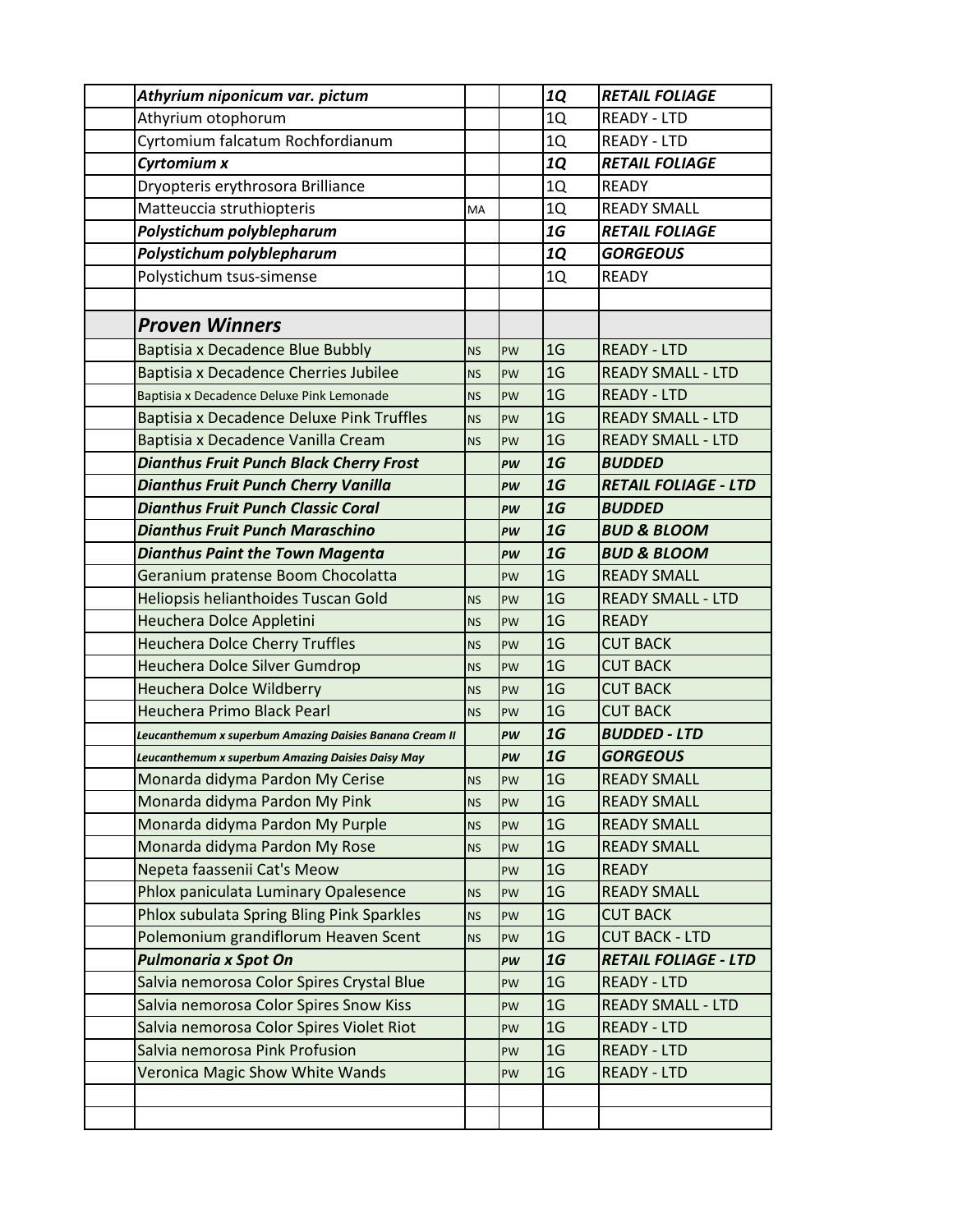| | | | | | |
|---|---|---|---|---|---|
| | ***Athyrium niponicum var. pictum*** | | | ***1Q*** | ***RETAIL FOLIAGE*** |
| | Athyrium otophorum | | | 1Q | READY - LTD |
| | Cyrtomium falcatum Rochfordianum | | | 1Q | READY - LTD |
| | ***Cyrtomium x*** | | | ***1Q*** | ***RETAIL FOLIAGE*** |
| | Dryopteris erythrosora Brilliance | | | 1Q | READY |
| | Matteuccia struthiopteris | MA | | 1Q | READY SMALL |
| | ***Polystichum polyblepharum*** | | | ***1G*** | ***RETAIL FOLIAGE*** |
| | ***Polystichum polyblepharum*** | | | ***1Q*** | ***GORGEOUS*** |
| | Polystichum tsus-simense | | | 1Q | READY |
| | | | | | |
| | ***Proven Winners*** | | | | |
| | Baptisia x Decadence Blue Bubbly | NS | PW | 1G | READY - LTD |
| | Baptisia x Decadence Cherries Jubilee | NS | PW | 1G | READY SMALL - LTD |
| | Baptisia x Decadence Deluxe Pink Lemonade | NS | PW | 1G | READY - LTD |
| | Baptisia x Decadence Deluxe Pink Truffles | NS | PW | 1G | READY SMALL - LTD |
| | Baptisia x Decadence Vanilla Cream | NS | PW | 1G | READY SMALL - LTD |
| | ***Dianthus Fruit Punch Black Cherry Frost*** | | ***PW*** | ***1G*** | ***BUDDED*** |
| | ***Dianthus Fruit Punch Cherry Vanilla*** | | ***PW*** | ***1G*** | ***RETAIL FOLIAGE - LTD*** |
| | ***Dianthus Fruit Punch Classic Coral*** | | ***PW*** | ***1G*** | ***BUDDED*** |
| | ***Dianthus Fruit Punch Maraschino*** | | ***PW*** | ***1G*** | ***BUD & BLOOM*** |
| | ***Dianthus Paint the Town Magenta*** | | ***PW*** | ***1G*** | ***BUD & BLOOM*** |
| | Geranium pratense Boom Chocolatta | | PW | 1G | READY SMALL |
| | Heliopsis helianthoides Tuscan Gold | NS | PW | 1G | READY SMALL - LTD |
| | Heuchera Dolce Appletini | NS | PW | 1G | READY |
| | Heuchera Dolce Cherry Truffles | NS | PW | 1G | CUT BACK |
| | Heuchera Dolce Silver Gumdrop | NS | PW | 1G | CUT BACK |
| | Heuchera Dolce Wildberry | NS | PW | 1G | CUT BACK |
| | Heuchera Primo Black Pearl | NS | PW | 1G | CUT BACK |
| | ***Leucanthemum x superbum Amazing Daisies Banana Cream II*** | | ***PW*** | ***1G*** | ***BUDDED - LTD*** |
| | ***Leucanthemum x superbum Amazing Daisies Daisy May*** | | ***PW*** | ***1G*** | ***GORGEOUS*** |
| | Monarda didyma Pardon My Cerise | NS | PW | 1G | READY SMALL |
| | Monarda didyma Pardon My Pink | NS | PW | 1G | READY SMALL |
| | Monarda didyma Pardon My Purple | NS | PW | 1G | READY SMALL |
| | Monarda didyma Pardon My Rose | NS | PW | 1G | READY SMALL |
| | Nepeta faassenii Cat's Meow | | PW | 1G | READY |
| | Phlox paniculata Luminary Opalesence | NS | PW | 1G | READY SMALL |
| | Phlox subulata Spring Bling Pink Sparkles | NS | PW | 1G | CUT BACK |
| | Polemonium grandiflorum Heaven Scent | NS | PW | 1G | CUT BACK - LTD |
| | ***Pulmonaria x Spot On*** | | ***PW*** | ***1G*** | ***RETAIL FOLIAGE - LTD*** |
| | Salvia nemorosa Color Spires Crystal Blue | | PW | 1G | READY - LTD |
| | Salvia nemorosa Color Spires Snow Kiss | | PW | 1G | READY SMALL - LTD |
| | Salvia nemorosa Color Spires Violet Riot | | PW | 1G | READY - LTD |
| | Salvia nemorosa Pink Profusion | | PW | 1G | READY - LTD |
| | Veronica Magic Show White Wands | | PW | 1G | READY - LTD |
| | | | | | |
| | | | | | |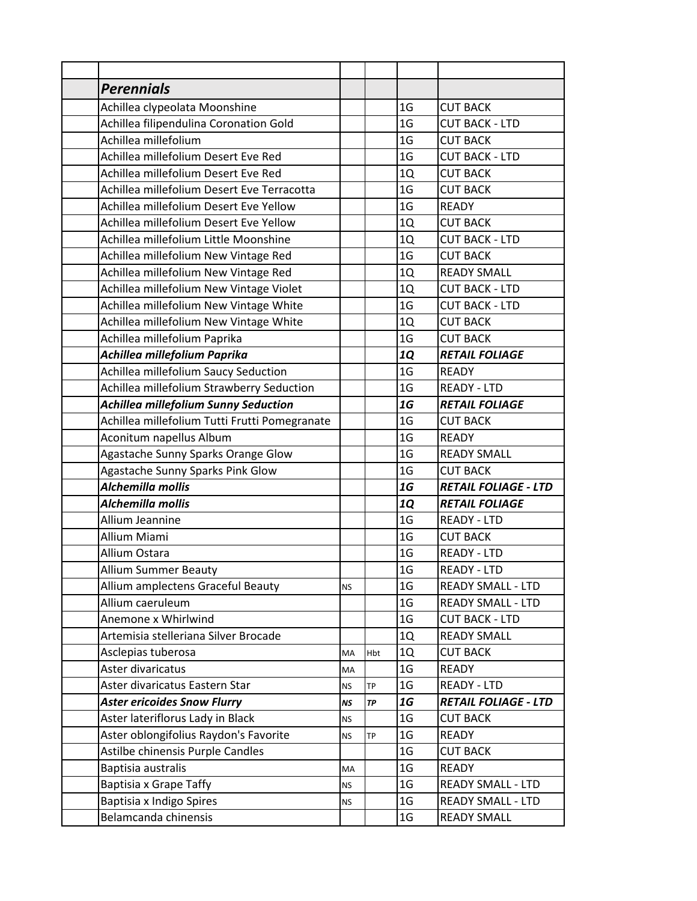| | | | | | |
|---|---|---|---|---|---|
| | ***Perennials*** | | | | |
| | Achillea clypeolata Moonshine | | | 1G | CUT BACK |
| | Achillea filipendulina Coronation Gold | | | 1G | CUT BACK - LTD |
| | Achillea millefolium | | | 1G | CUT BACK |
| | Achillea millefolium Desert Eve Red | | | 1G | CUT BACK - LTD |
| | Achillea millefolium Desert Eve Red | | | 1Q | CUT BACK |
| | Achillea millefolium Desert Eve Terracotta | | | 1G | CUT BACK |
| | Achillea millefolium Desert Eve Yellow | | | 1G | READY |
| | Achillea millefolium Desert Eve Yellow | | | 1Q | CUT BACK |
| | Achillea millefolium Little Moonshine | | | 1Q | CUT BACK - LTD |
| | Achillea millefolium New Vintage Red | | | 1G | CUT BACK |
| | Achillea millefolium New Vintage Red | | | 1Q | READY SMALL |
| | Achillea millefolium New Vintage Violet | | | 1Q | CUT BACK - LTD |
| | Achillea millefolium New Vintage White | | | 1G | CUT BACK - LTD |
| | Achillea millefolium New Vintage White | | | 1Q | CUT BACK |
| | Achillea millefolium Paprika | | | 1G | CUT BACK |
| | ***Achillea millefolium Paprika*** | | | ***1Q*** | ***RETAIL FOLIAGE*** |
| | Achillea millefolium Saucy Seduction | | | 1G | READY |
| | Achillea millefolium Strawberry Seduction | | | 1G | READY - LTD |
| | ***Achillea millefolium Sunny Seduction*** | | | ***1G*** | ***RETAIL FOLIAGE*** |
| | Achillea millefolium Tutti Frutti Pomegranate | | | 1G | CUT BACK |
| | Aconitum napellus Album | | | 1G | READY |
| | Agastache Sunny Sparks Orange Glow | | | 1G | READY SMALL |
| | Agastache Sunny Sparks Pink Glow | | | 1G | CUT BACK |
| | ***Alchemilla mollis*** | | | ***1G*** | ***RETAIL FOLIAGE - LTD*** |
| | ***Alchemilla mollis*** | | | ***1Q*** | ***RETAIL FOLIAGE*** |
| | Allium Jeannine | | | 1G | READY - LTD |
| | Allium Miami | | | 1G | CUT BACK |
| | Allium Ostara | | | 1G | READY - LTD |
| | Allium Summer Beauty | | | 1G | READY - LTD |
| | Allium amplectens Graceful Beauty | NS | | 1G | READY SMALL - LTD |
| | Allium caeruleum | | | 1G | READY SMALL - LTD |
| | Anemone x Whirlwind | | | 1G | CUT BACK - LTD |
| | Artemisia stelleriana Silver Brocade | | | 1Q | READY SMALL |
| | Asclepias tuberosa | MA | Hbt | 1Q | CUT BACK |
| | Aster divaricatus | MA | | 1G | READY |
| | Aster divaricatus Eastern Star | NS | TP | 1G | READY - LTD |
| | ***Aster ericoides Snow Flurry*** | ***NS*** | ***TP*** | ***1G*** | ***RETAIL FOLIAGE - LTD*** |
| | Aster lateriflorus Lady in Black | NS | | 1G | CUT BACK |
| | Aster oblongifolius Raydon's Favorite | NS | TP | 1G | READY |
| | Astilbe chinensis Purple Candles | | | 1G | CUT BACK |
| | Baptisia australis | MA | | 1G | READY |
| | Baptisia x Grape Taffy | NS | | 1G | READY SMALL - LTD |
| | Baptisia x Indigo Spires | NS | | 1G | READY SMALL - LTD |
| | Belamcanda chinensis | | | 1G | READY SMALL |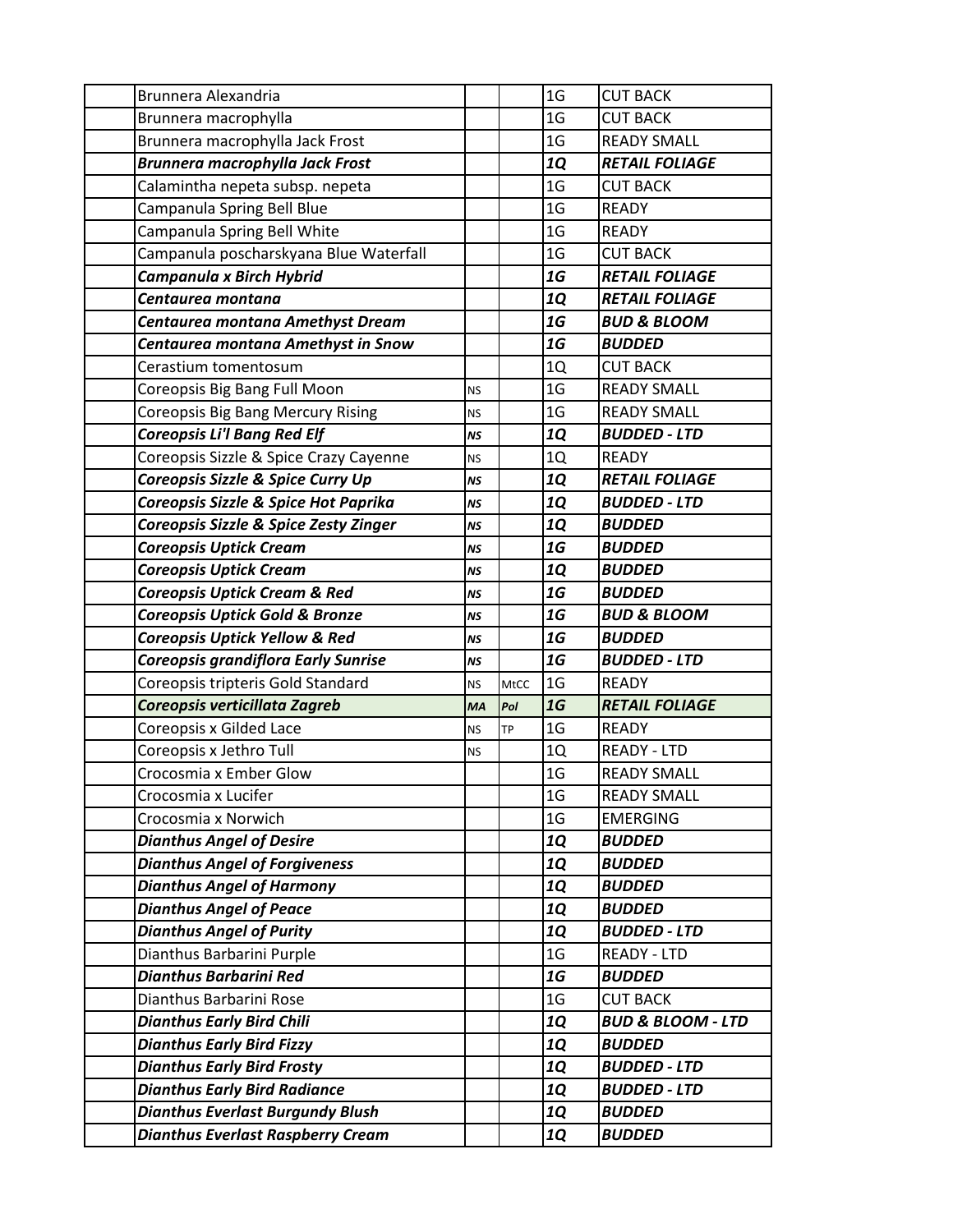| | | | | | |
|---|---|---|---|---|---|
| | Brunnera Alexandria | | | 1G | CUT BACK |
| | Brunnera macrophylla | | | 1G | CUT BACK |
| | Brunnera macrophylla Jack Frost | | | 1G | READY SMALL |
| | ***Brunnera macrophylla Jack Frost*** | | | ***1Q*** | ***RETAIL FOLIAGE*** |
| | Calamintha nepeta subsp. nepeta | | | 1G | CUT BACK |
| | Campanula Spring Bell Blue | | | 1G | READY |
| | Campanula Spring Bell White | | | 1G | READY |
| | Campanula poscharskyana Blue Waterfall | | | 1G | CUT BACK |
| | ***Campanula x Birch Hybrid*** | | | ***1G*** | ***RETAIL FOLIAGE*** |
| | ***Centaurea montana*** | | | ***1Q*** | ***RETAIL FOLIAGE*** |
| | ***Centaurea montana Amethyst Dream*** | | | ***1G*** | ***BUD & BLOOM*** |
| | ***Centaurea montana Amethyst in Snow*** | | | ***1G*** | ***BUDDED*** |
| | Cerastium tomentosum | | | 1Q | CUT BACK |
| | Coreopsis Big Bang Full Moon | NS | | 1G | READY SMALL |
| | Coreopsis Big Bang Mercury Rising | NS | | 1G | READY SMALL |
| | ***Coreopsis Li'l Bang Red Elf*** | ***NS*** | | ***1Q*** | ***BUDDED - LTD*** |
| | Coreopsis Sizzle & Spice Crazy Cayenne | NS | | 1Q | READY |
| | ***Coreopsis Sizzle & Spice Curry Up*** | ***NS*** | | ***1Q*** | ***RETAIL FOLIAGE*** |
| | ***Coreopsis Sizzle & Spice Hot Paprika*** | ***NS*** | | ***1Q*** | ***BUDDED - LTD*** |
| | ***Coreopsis Sizzle & Spice Zesty Zinger*** | ***NS*** | | ***1Q*** | ***BUDDED*** |
| | ***Coreopsis Uptick Cream*** | ***NS*** | | ***1G*** | ***BUDDED*** |
| | ***Coreopsis Uptick Cream*** | ***NS*** | | ***1Q*** | ***BUDDED*** |
| | ***Coreopsis Uptick Cream & Red*** | ***NS*** | | ***1G*** | ***BUDDED*** |
| | ***Coreopsis Uptick Gold & Bronze*** | ***NS*** | | ***1G*** | ***BUD & BLOOM*** |
| | ***Coreopsis Uptick Yellow & Red*** | ***NS*** | | ***1G*** | ***BUDDED*** |
| | ***Coreopsis grandiflora Early Sunrise*** | ***NS*** | | ***1G*** | ***BUDDED - LTD*** |
| | Coreopsis tripteris Gold Standard | NS | MtCC | 1G | READY |
| | ***Coreopsis verticillata Zagreb*** | ***MA*** | ***Pol*** | ***1G*** | ***RETAIL FOLIAGE*** |
| | Coreopsis x Gilded Lace | NS | TP | 1G | READY |
| | Coreopsis x Jethro Tull | NS | | 1Q | READY - LTD |
| | Crocosmia x Ember Glow | | | 1G | READY SMALL |
| | Crocosmia x Lucifer | | | 1G | READY SMALL |
| | Crocosmia x Norwich | | | 1G | EMERGING |
| | ***Dianthus Angel of Desire*** | | | ***1Q*** | ***BUDDED*** |
| | ***Dianthus Angel of Forgiveness*** | | | ***1Q*** | ***BUDDED*** |
| | ***Dianthus Angel of Harmony*** | | | ***1Q*** | ***BUDDED*** |
| | ***Dianthus Angel of Peace*** | | | ***1Q*** | ***BUDDED*** |
| | ***Dianthus Angel of Purity*** | | | ***1Q*** | ***BUDDED - LTD*** |
| | Dianthus Barbarini Purple | | | 1G | READY - LTD |
| | ***Dianthus Barbarini Red*** | | | ***1G*** | ***BUDDED*** |
| | Dianthus Barbarini Rose | | | 1G | CUT BACK |
| | ***Dianthus Early Bird Chili*** | | | ***1Q*** | ***BUD & BLOOM - LTD*** |
| | ***Dianthus Early Bird Fizzy*** | | | ***1Q*** | ***BUDDED*** |
| | ***Dianthus Early Bird Frosty*** | | | ***1Q*** | ***BUDDED - LTD*** |
| | ***Dianthus Early Bird Radiance*** | | | ***1Q*** | ***BUDDED - LTD*** |
| | ***Dianthus Everlast Burgundy Blush*** | | | ***1Q*** | ***BUDDED*** |
| | ***Dianthus Everlast Raspberry Cream*** | | | ***1Q*** | ***BUDDED*** |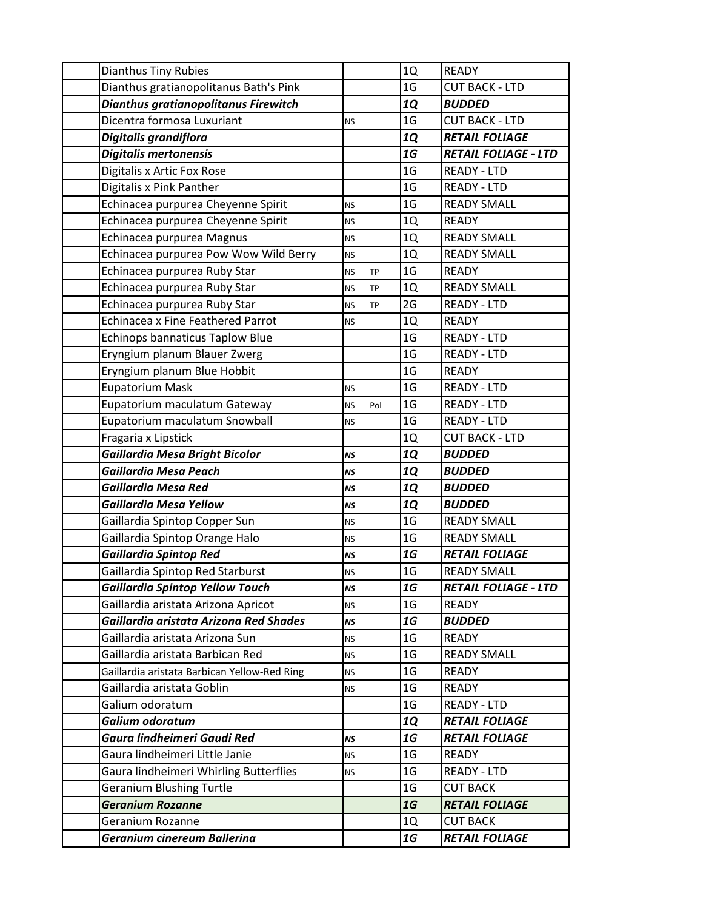| | | | | | |
|---|---|---|---|---|---|
| | Dianthus Tiny Rubies | | | 1Q | READY |
| | Dianthus gratianopolitanus Bath's Pink | | | 1G | CUT BACK - LTD |
| | ***Dianthus gratianopolitanus Firewitch*** | | | ***1Q*** | ***BUDDED*** |
| | Dicentra formosa Luxuriant | NS | | 1G | CUT BACK - LTD |
| | ***Digitalis grandiflora*** | | | ***1Q*** | ***RETAIL FOLIAGE*** |
| | ***Digitalis mertonensis*** | | | ***1G*** | ***RETAIL FOLIAGE - LTD*** |
| | Digitalis x Artic Fox Rose | | | 1G | READY - LTD |
| | Digitalis x Pink Panther | | | 1G | READY - LTD |
| | Echinacea purpurea Cheyenne Spirit | NS | | 1G | READY SMALL |
| | Echinacea purpurea Cheyenne Spirit | NS | | 1Q | READY |
| | Echinacea purpurea Magnus | NS | | 1Q | READY SMALL |
| | Echinacea purpurea Pow Wow Wild Berry | NS | | 1Q | READY SMALL |
| | Echinacea purpurea Ruby Star | NS | TP | 1G | READY |
| | Echinacea purpurea Ruby Star | NS | TP | 1Q | READY SMALL |
| | Echinacea purpurea Ruby Star | NS | TP | 2G | READY - LTD |
| | Echinacea x Fine Feathered Parrot | NS | | 1Q | READY |
| | Echinops bannaticus Taplow Blue | | | 1G | READY - LTD |
| | Eryngium planum Blauer Zwerg | | | 1G | READY - LTD |
| | Eryngium planum Blue Hobbit | | | 1G | READY |
| | Eupatorium Mask | NS | | 1G | READY - LTD |
| | Eupatorium maculatum Gateway | NS | Pol | 1G | READY - LTD |
| | Eupatorium maculatum Snowball | NS | | 1G | READY - LTD |
| | Fragaria x Lipstick | | | 1Q | CUT BACK - LTD |
| | ***Gaillardia Mesa Bright Bicolor*** | ***NS*** | | ***1Q*** | ***BUDDED*** |
| | ***Gaillardia Mesa Peach*** | ***NS*** | | ***1Q*** | ***BUDDED*** |
| | ***Gaillardia Mesa Red*** | ***NS*** | | ***1Q*** | ***BUDDED*** |
| | ***Gaillardia Mesa Yellow*** | ***NS*** | | ***1Q*** | ***BUDDED*** |
| | Gaillardia Spintop Copper Sun | NS | | 1G | READY SMALL |
| | Gaillardia Spintop Orange Halo | NS | | 1G | READY SMALL |
| | ***Gaillardia Spintop Red*** | ***NS*** | | ***1G*** | ***RETAIL FOLIAGE*** |
| | Gaillardia Spintop Red Starburst | NS | | 1G | READY SMALL |
| | ***Gaillardia Spintop Yellow Touch*** | ***NS*** | | ***1G*** | ***RETAIL FOLIAGE - LTD*** |
| | Gaillardia aristata Arizona Apricot | NS | | 1G | READY |
| | ***Gaillardia aristata Arizona Red Shades*** | ***NS*** | | ***1G*** | ***BUDDED*** |
| | Gaillardia aristata Arizona Sun | NS | | 1G | READY |
| | Gaillardia aristata Barbican Red | NS | | 1G | READY SMALL |
| | Gaillardia aristata Barbican Yellow-Red Ring | NS | | 1G | READY |
| | Gaillardia aristata Goblin | NS | | 1G | READY |
| | Galium odoratum | | | 1G | READY - LTD |
| | ***Galium odoratum*** | | | ***1Q*** | ***RETAIL FOLIAGE*** |
| | ***Gaura lindheimeri Gaudi Red*** | ***NS*** | | ***1G*** | ***RETAIL FOLIAGE*** |
| | Gaura lindheimeri Little Janie | NS | | 1G | READY |
| | Gaura lindheimeri Whirling Butterflies | NS | | 1G | READY - LTD |
| | Geranium Blushing Turtle | | | 1G | CUT BACK |
| | ***Geranium Rozanne*** | | | ***1G*** | ***RETAIL FOLIAGE*** |
| | Geranium Rozanne | | | 1Q | CUT BACK |
| | ***Geranium cinereum Ballerina*** | | | ***1G*** | ***RETAIL FOLIAGE*** |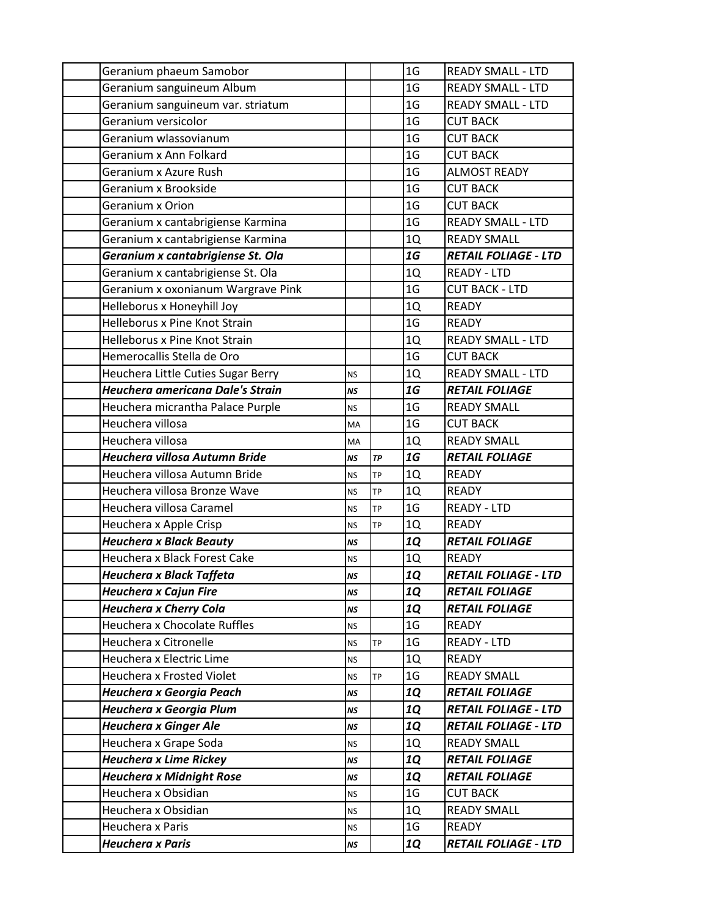| | | | | | |
|---|---|---|---|---|---|
| | Geranium phaeum Samobor | | | 1G | READY SMALL - LTD |
| | Geranium sanguineum Album | | | 1G | READY SMALL - LTD |
| | Geranium sanguineum var. striatum | | | 1G | READY SMALL - LTD |
| | Geranium versicolor | | | 1G | CUT BACK |
| | Geranium wlassovianum | | | 1G | CUT BACK |
| | Geranium x Ann Folkard | | | 1G | CUT BACK |
| | Geranium x Azure Rush | | | 1G | ALMOST READY |
| | Geranium x Brookside | | | 1G | CUT BACK |
| | Geranium x Orion | | | 1G | CUT BACK |
| | Geranium x cantabrigiense Karmina | | | 1G | READY SMALL - LTD |
| | Geranium x cantabrigiense Karmina | | | 1Q | READY SMALL |
| | ***Geranium x cantabrigiense St. Ola*** | | | ***1G*** | ***RETAIL FOLIAGE - LTD*** |
| | Geranium x cantabrigiense St. Ola | | | 1Q | READY - LTD |
| | Geranium x oxonianum Wargrave Pink | | | 1G | CUT BACK - LTD |
| | Helleborus x Honeyhill Joy | | | 1Q | READY |
| | Helleborus x Pine Knot Strain | | | 1G | READY |
| | Helleborus x Pine Knot Strain | | | 1Q | READY SMALL - LTD |
| | Hemerocallis Stella de Oro | | | 1G | CUT BACK |
| | Heuchera Little Cuties Sugar Berry | NS | | 1Q | READY SMALL - LTD |
| | ***Heuchera americana Dale's Strain*** | ***NS*** | | ***1G*** | ***RETAIL FOLIAGE*** |
| | Heuchera micrantha Palace Purple | NS | | 1G | READY SMALL |
| | Heuchera villosa | MA | | 1G | CUT BACK |
| | Heuchera villosa | MA | | 1Q | READY SMALL |
| | ***Heuchera villosa Autumn Bride*** | ***NS*** | ***TP*** | ***1G*** | ***RETAIL FOLIAGE*** |
| | Heuchera villosa Autumn Bride | NS | TP | 1Q | READY |
| | Heuchera villosa Bronze Wave | NS | TP | 1Q | READY |
| | Heuchera villosa Caramel | NS | TP | 1G | READY - LTD |
| | Heuchera x Apple Crisp | NS | TP | 1Q | READY |
| | ***Heuchera x Black Beauty*** | ***NS*** | | ***1Q*** | ***RETAIL FOLIAGE*** |
| | Heuchera x Black Forest Cake | NS | | 1Q | READY |
| | ***Heuchera x Black Taffeta*** | ***NS*** | | ***1Q*** | ***RETAIL FOLIAGE - LTD*** |
| | ***Heuchera x Cajun Fire*** | ***NS*** | | ***1Q*** | ***RETAIL FOLIAGE*** |
| | ***Heuchera x Cherry Cola*** | ***NS*** | | ***1Q*** | ***RETAIL FOLIAGE*** |
| | Heuchera x Chocolate Ruffles | NS | | 1G | READY |
| | Heuchera x Citronelle | NS | TP | 1G | READY - LTD |
| | Heuchera x Electric Lime | NS | | 1Q | READY |
| | Heuchera x Frosted Violet | NS | TP | 1G | READY SMALL |
| | ***Heuchera x Georgia Peach*** | ***NS*** | | ***1Q*** | ***RETAIL FOLIAGE*** |
| | ***Heuchera x Georgia Plum*** | ***NS*** | | ***1Q*** | ***RETAIL FOLIAGE - LTD*** |
| | ***Heuchera x Ginger Ale*** | ***NS*** | | ***1Q*** | ***RETAIL FOLIAGE - LTD*** |
| | Heuchera x Grape Soda | NS | | 1Q | READY SMALL |
| | ***Heuchera x Lime Rickey*** | ***NS*** | | ***1Q*** | ***RETAIL FOLIAGE*** |
| | ***Heuchera x Midnight Rose*** | ***NS*** | | ***1Q*** | ***RETAIL FOLIAGE*** |
| | Heuchera x Obsidian | NS | | 1G | CUT BACK |
| | Heuchera x Obsidian | NS | | 1Q | READY SMALL |
| | Heuchera x Paris | NS | | 1G | READY |
| | ***Heuchera x Paris*** | ***NS*** | | ***1Q*** | ***RETAIL FOLIAGE - LTD*** |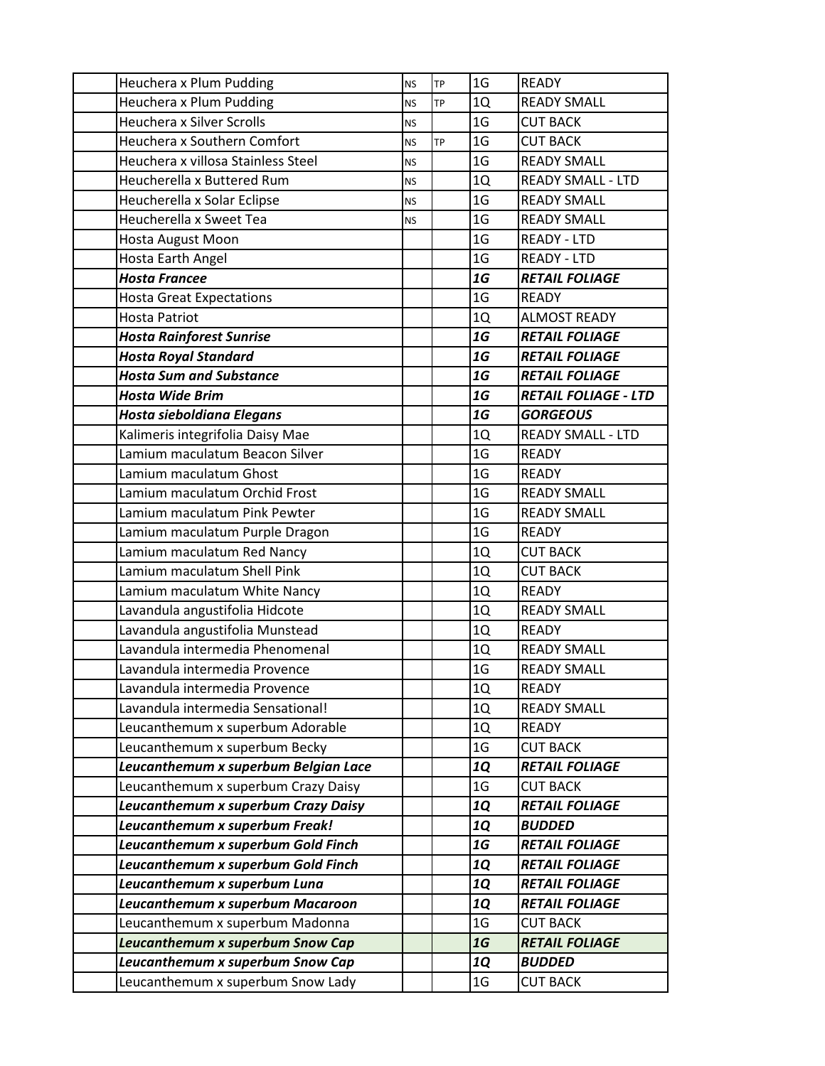| | | | | | |
|---|---|---|---|---|---|
| | Heuchera x Plum Pudding | NS | TP | 1G | READY |
| | Heuchera x Plum Pudding | NS | TP | 1Q | READY SMALL |
| | Heuchera x Silver Scrolls | NS | | 1G | CUT BACK |
| | Heuchera x Southern Comfort | NS | TP | 1G | CUT BACK |
| | Heuchera x villosa Stainless Steel | NS | | 1G | READY SMALL |
| | Heucherella x Buttered Rum | NS | | 1Q | READY SMALL - LTD |
| | Heucherella x Solar Eclipse | NS | | 1G | READY SMALL |
| | Heucherella x Sweet Tea | NS | | 1G | READY SMALL |
| | Hosta August Moon | | | 1G | READY - LTD |
| | Hosta Earth Angel | | | 1G | READY - LTD |
| | ***Hosta Francee*** | | | ***1G*** | ***RETAIL FOLIAGE*** |
| | Hosta Great Expectations | | | 1G | READY |
| | Hosta Patriot | | | 1Q | ALMOST READY |
| | ***Hosta Rainforest Sunrise*** | | | ***1G*** | ***RETAIL FOLIAGE*** |
| | ***Hosta Royal Standard*** | | | ***1G*** | ***RETAIL FOLIAGE*** |
| | ***Hosta Sum and Substance*** | | | ***1G*** | ***RETAIL FOLIAGE*** |
| | ***Hosta Wide Brim*** | | | ***1G*** | ***RETAIL FOLIAGE - LTD*** |
| | ***Hosta sieboldiana Elegans*** | | | ***1G*** | ***GORGEOUS*** |
| | Kalimeris integrifolia Daisy Mae | | | 1Q | READY SMALL - LTD |
| | Lamium maculatum Beacon Silver | | | 1G | READY |
| | Lamium maculatum Ghost | | | 1G | READY |
| | Lamium maculatum Orchid Frost | | | 1G | READY SMALL |
| | Lamium maculatum Pink Pewter | | | 1G | READY SMALL |
| | Lamium maculatum Purple Dragon | | | 1G | READY |
| | Lamium maculatum Red Nancy | | | 1Q | CUT BACK |
| | Lamium maculatum Shell Pink | | | 1Q | CUT BACK |
| | Lamium maculatum White Nancy | | | 1Q | READY |
| | Lavandula angustifolia Hidcote | | | 1Q | READY SMALL |
| | Lavandula angustifolia Munstead | | | 1Q | READY |
| | Lavandula intermedia Phenomenal | | | 1Q | READY SMALL |
| | Lavandula intermedia Provence | | | 1G | READY SMALL |
| | Lavandula intermedia Provence | | | 1Q | READY |
| | Lavandula intermedia Sensational! | | | 1Q | READY SMALL |
| | Leucanthemum x superbum Adorable | | | 1Q | READY |
| | Leucanthemum x superbum Becky | | | 1G | CUT BACK |
| | ***Leucanthemum x superbum Belgian Lace*** | | | ***1Q*** | ***RETAIL FOLIAGE*** |
| | Leucanthemum x superbum Crazy Daisy | | | 1G | CUT BACK |
| | ***Leucanthemum x superbum Crazy Daisy*** | | | ***1Q*** | ***RETAIL FOLIAGE*** |
| | ***Leucanthemum x superbum Freak!*** | | | ***1Q*** | ***BUDDED*** |
| | ***Leucanthemum x superbum Gold Finch*** | | | ***1G*** | ***RETAIL FOLIAGE*** |
| | ***Leucanthemum x superbum Gold Finch*** | | | ***1Q*** | ***RETAIL FOLIAGE*** |
| | ***Leucanthemum x superbum Luna*** | | | ***1Q*** | ***RETAIL FOLIAGE*** |
| | ***Leucanthemum x superbum Macaroon*** | | | ***1Q*** | ***RETAIL FOLIAGE*** |
| | Leucanthemum x superbum Madonna | | | 1G | CUT BACK |
| | ***Leucanthemum x superbum Snow Cap*** | | | ***1G*** | ***RETAIL FOLIAGE*** |
| | ***Leucanthemum x superbum Snow Cap*** | | | ***1Q*** | ***BUDDED*** |
| | Leucanthemum x superbum Snow Lady | | | 1G | CUT BACK |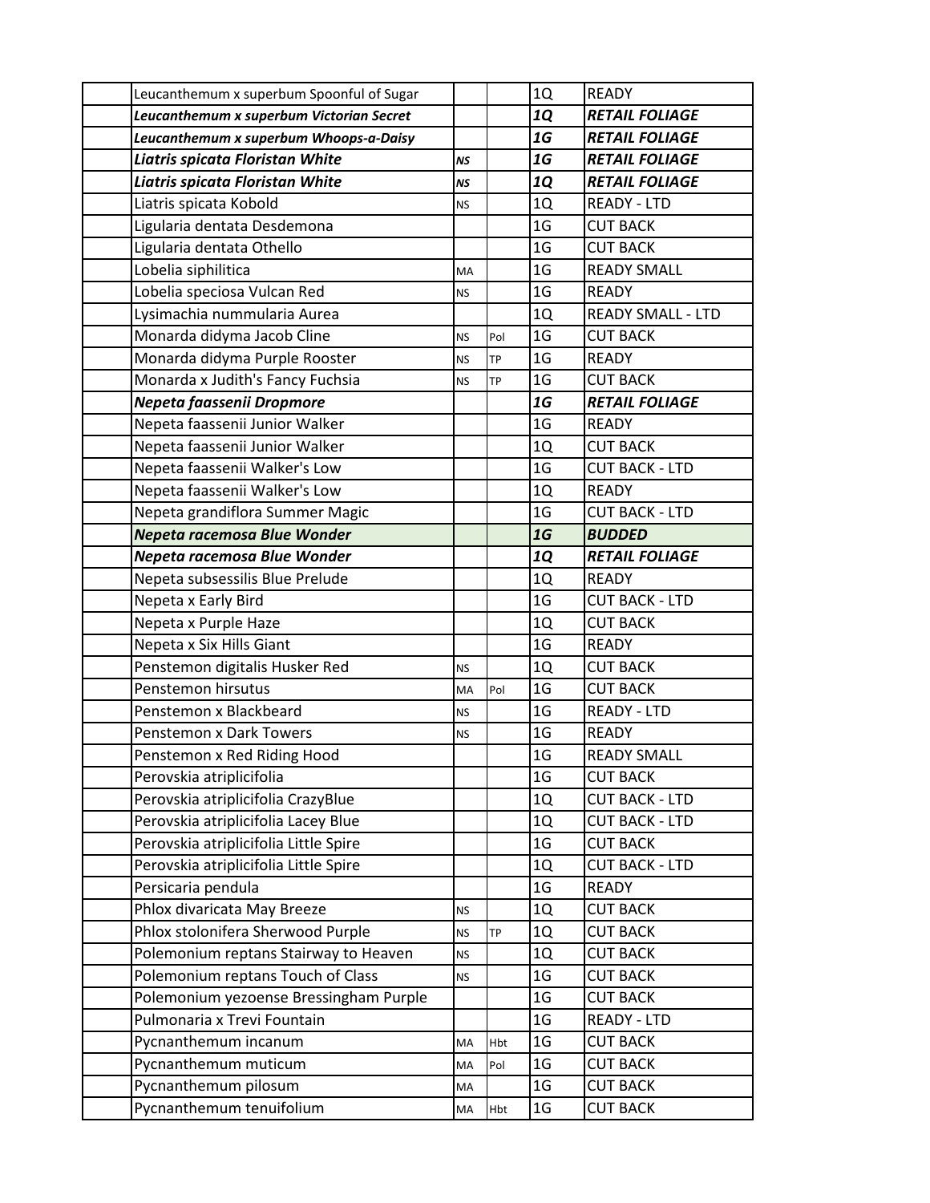| | | | | | |
|---|---|---|---|---|---|
| | Leucanthemum x superbum Spoonful of Sugar | | | 1Q | READY |
| | ***Leucanthemum x superbum Victorian Secret*** | | | ***1Q*** | ***RETAIL FOLIAGE*** |
| | ***Leucanthemum x superbum Whoops-a-Daisy*** | | | ***1G*** | ***RETAIL FOLIAGE*** |
| | ***Liatris spicata Floristan White*** | ***NS*** | | ***1G*** | ***RETAIL FOLIAGE*** |
| | ***Liatris spicata Floristan White*** | ***NS*** | | ***1Q*** | ***RETAIL FOLIAGE*** |
| | Liatris spicata Kobold | NS | | 1Q | READY - LTD |
| | Ligularia dentata Desdemona | | | 1G | CUT BACK |
| | Ligularia dentata Othello | | | 1G | CUT BACK |
| | Lobelia siphilitica | MA | | 1G | READY SMALL |
| | Lobelia speciosa Vulcan Red | NS | | 1G | READY |
| | Lysimachia nummularia Aurea | | | 1Q | READY SMALL - LTD |
| | Monarda didyma Jacob Cline | NS | Pol | 1G | CUT BACK |
| | Monarda didyma Purple Rooster | NS | TP | 1G | READY |
| | Monarda x Judith's Fancy Fuchsia | NS | TP | 1G | CUT BACK |
| | ***Nepeta faassenii Dropmore*** | | | ***1G*** | ***RETAIL FOLIAGE*** |
| | Nepeta faassenii Junior Walker | | | 1G | READY |
| | Nepeta faassenii Junior Walker | | | 1Q | CUT BACK |
| | Nepeta faassenii Walker's Low | | | 1G | CUT BACK - LTD |
| | Nepeta faassenii Walker's Low | | | 1Q | READY |
| | Nepeta grandiflora Summer Magic | | | 1G | CUT BACK - LTD |
| | ***Nepeta racemosa Blue Wonder*** | | | ***1G*** | ***BUDDED*** |
| | ***Nepeta racemosa Blue Wonder*** | | | ***1Q*** | ***RETAIL FOLIAGE*** |
| | Nepeta subsessilis Blue Prelude | | | 1Q | READY |
| | Nepeta x Early Bird | | | 1G | CUT BACK - LTD |
| | Nepeta x Purple Haze | | | 1Q | CUT BACK |
| | Nepeta x Six Hills Giant | | | 1G | READY |
| | Penstemon digitalis Husker Red | NS | | 1Q | CUT BACK |
| | Penstemon hirsutus | MA | Pol | 1G | CUT BACK |
| | Penstemon x Blackbeard | NS | | 1G | READY - LTD |
| | Penstemon x Dark Towers | NS | | 1G | READY |
| | Penstemon x Red Riding Hood | | | 1G | READY SMALL |
| | Perovskia atriplicifolia | | | 1G | CUT BACK |
| | Perovskia atriplicifolia CrazyBlue | | | 1Q | CUT BACK - LTD |
| | Perovskia atriplicifolia Lacey Blue | | | 1Q | CUT BACK - LTD |
| | Perovskia atriplicifolia Little Spire | | | 1G | CUT BACK |
| | Perovskia atriplicifolia Little Spire | | | 1Q | CUT BACK - LTD |
| | Persicaria pendula | | | 1G | READY |
| | Phlox divaricata May Breeze | NS | | 1Q | CUT BACK |
| | Phlox stolonifera Sherwood Purple | NS | TP | 1Q | CUT BACK |
| | Polemonium reptans Stairway to Heaven | NS | | 1Q | CUT BACK |
| | Polemonium reptans Touch of Class | NS | | 1G | CUT BACK |
| | Polemonium yezoense Bressingham Purple | | | 1G | CUT BACK |
| | Pulmonaria x Trevi Fountain | | | 1G | READY - LTD |
| | Pycnanthemum incanum | MA | Hbt | 1G | CUT BACK |
| | Pycnanthemum muticum | MA | Pol | 1G | CUT BACK |
| | Pycnanthemum pilosum | MA | | 1G | CUT BACK |
| | Pycnanthemum tenuifolium | MA | Hbt | 1G | CUT BACK |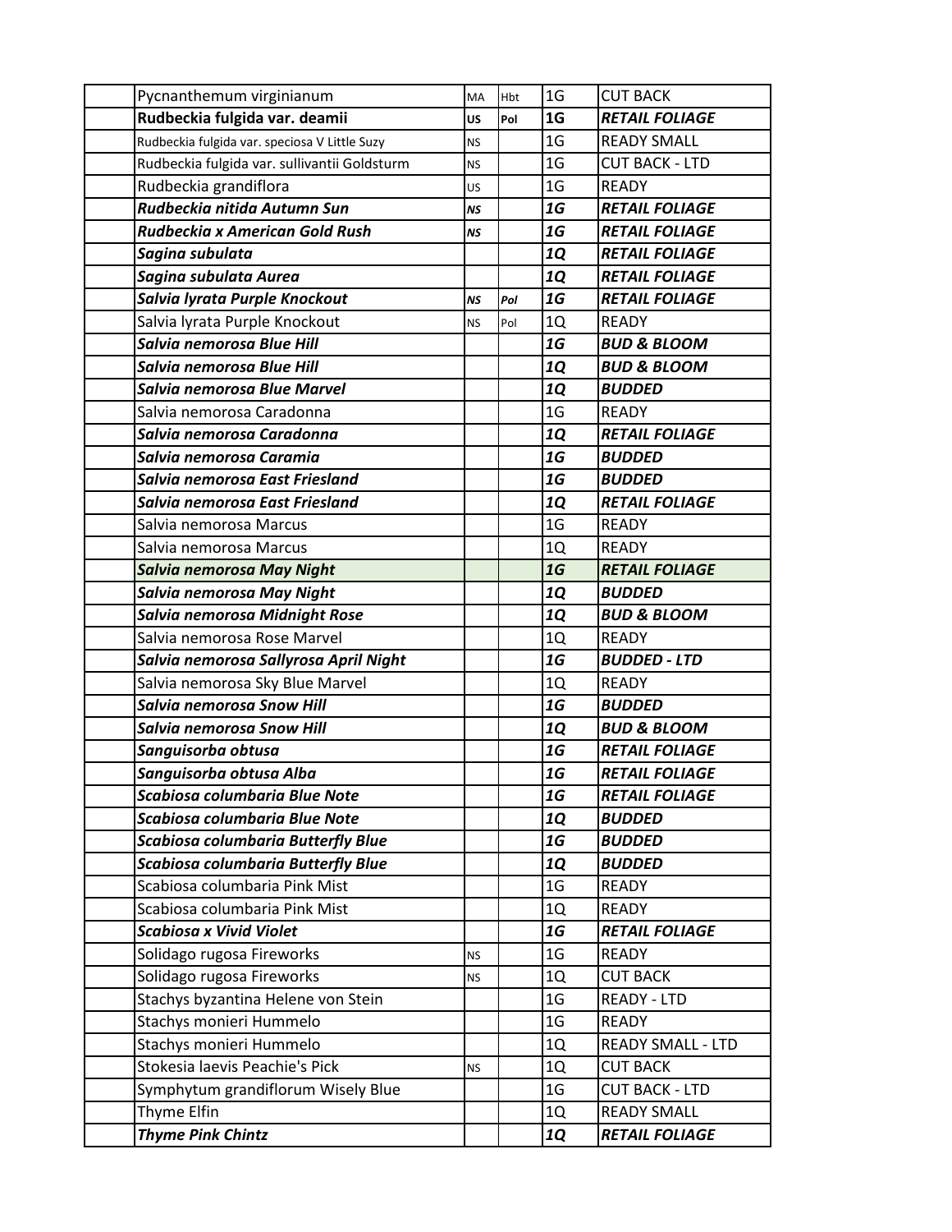| | | | | | |
|---|---|---|---|---|---|
| | Pycnanthemum virginianum | MA | Hbt | 1G | CUT BACK |
| | ***Rudbeckia fulgida var. deamii*** | **US** | **Pol** | **1G** | ***RETAIL FOLIAGE*** |
| | Rudbeckia fulgida var. speciosa V Little Suzy | NS | | 1G | READY SMALL |
| | Rudbeckia fulgida var. sullivantii Goldsturm | NS | | 1G | CUT BACK - LTD |
| | Rudbeckia grandiflora | US | | 1G | READY |
| | ***Rudbeckia nitida Autumn Sun*** | ***NS*** | | ***1G*** | ***RETAIL FOLIAGE*** |
| | ***Rudbeckia x American Gold Rush*** | ***NS*** | | ***1G*** | ***RETAIL FOLIAGE*** |
| | ***Sagina subulata*** | | | ***1Q*** | ***RETAIL FOLIAGE*** |
| | ***Sagina subulata Aurea*** | | | ***1Q*** | ***RETAIL FOLIAGE*** |
| | ***Salvia lyrata Purple Knockout*** | ***NS*** | ***Pol*** | ***1G*** | ***RETAIL FOLIAGE*** |
| | Salvia lyrata Purple Knockout | NS | Pol | 1Q | READY |
| | ***Salvia nemorosa Blue Hill*** | | | ***1G*** | ***BUD & BLOOM*** |
| | ***Salvia nemorosa Blue Hill*** | | | ***1Q*** | ***BUD & BLOOM*** |
| | ***Salvia nemorosa Blue Marvel*** | | | ***1Q*** | ***BUDDED*** |
| | Salvia nemorosa Caradonna | | | 1G | READY |
| | ***Salvia nemorosa Caradonna*** | | | ***1Q*** | ***RETAIL FOLIAGE*** |
| | ***Salvia nemorosa Caramia*** | | | ***1G*** | ***BUDDED*** |
| | ***Salvia nemorosa East Friesland*** | | | ***1G*** | ***BUDDED*** |
| | ***Salvia nemorosa East Friesland*** | | | ***1Q*** | ***RETAIL FOLIAGE*** |
| | Salvia nemorosa Marcus | | | 1G | READY |
| | Salvia nemorosa Marcus | | | 1Q | READY |
| | ***Salvia nemorosa May Night*** | | | ***1G*** | ***RETAIL FOLIAGE*** |
| | ***Salvia nemorosa May Night*** | | | ***1Q*** | ***BUDDED*** |
| | ***Salvia nemorosa Midnight Rose*** | | | ***1Q*** | ***BUD & BLOOM*** |
| | Salvia nemorosa Rose Marvel | | | 1Q | READY |
| | ***Salvia nemorosa Sallyrosa April Night*** | | | ***1G*** | ***BUDDED - LTD*** |
| | Salvia nemorosa Sky Blue Marvel | | | 1Q | READY |
| | ***Salvia nemorosa Snow Hill*** | | | ***1G*** | ***BUDDED*** |
| | ***Salvia nemorosa Snow Hill*** | | | ***1Q*** | ***BUD & BLOOM*** |
| | ***Sanguisorba obtusa*** | | | ***1G*** | ***RETAIL FOLIAGE*** |
| | ***Sanguisorba obtusa Alba*** | | | ***1G*** | ***RETAIL FOLIAGE*** |
| | ***Scabiosa columbaria Blue Note*** | | | ***1G*** | ***RETAIL FOLIAGE*** |
| | ***Scabiosa columbaria Blue Note*** | | | ***1Q*** | ***BUDDED*** |
| | ***Scabiosa columbaria Butterfly Blue*** | | | ***1G*** | ***BUDDED*** |
| | ***Scabiosa columbaria Butterfly Blue*** | | | ***1Q*** | ***BUDDED*** |
| | Scabiosa columbaria Pink Mist | | | 1G | READY |
| | Scabiosa columbaria Pink Mist | | | 1Q | READY |
| | ***Scabiosa x Vivid Violet*** | | | ***1G*** | ***RETAIL FOLIAGE*** |
| | Solidago rugosa Fireworks | NS | | 1G | READY |
| | Solidago rugosa Fireworks | NS | | 1Q | CUT BACK |
| | Stachys byzantina Helene von Stein | | | 1G | READY - LTD |
| | Stachys monieri Hummelo | | | 1G | READY |
| | Stachys monieri Hummelo | | | 1Q | READY SMALL - LTD |
| | Stokesia laevis Peachie's Pick | NS | | 1Q | CUT BACK |
| | Symphytum grandiflorum Wisely Blue | | | 1G | CUT BACK - LTD |
| | Thyme Elfin | | | 1Q | READY SMALL |
| | ***Thyme Pink Chintz*** | | | ***1Q*** | ***RETAIL FOLIAGE*** |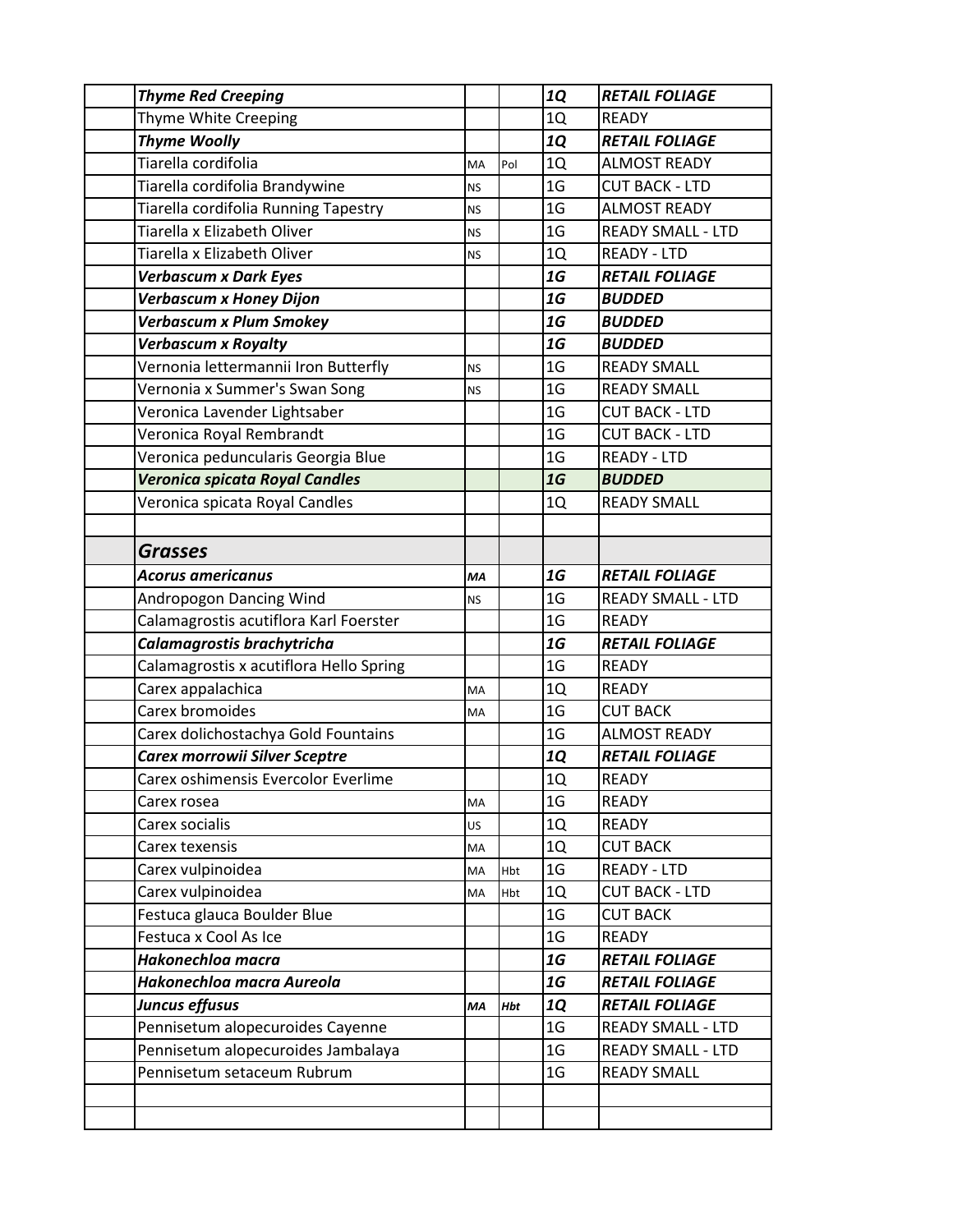| | | | | | |
|---|---|---|---|---|---|
| | ***Thyme Red Creeping*** | | | ***1Q*** | ***RETAIL FOLIAGE*** |
| | Thyme White Creeping | | | 1Q | READY |
| | ***Thyme Woolly*** | | | ***1Q*** | ***RETAIL FOLIAGE*** |
| | Tiarella cordifolia | MA | Pol | 1Q | ALMOST READY |
| | Tiarella cordifolia Brandywine | NS | | 1G | CUT BACK - LTD |
| | Tiarella cordifolia Running Tapestry | NS | | 1G | ALMOST READY |
| | Tiarella x Elizabeth Oliver | NS | | 1G | READY SMALL - LTD |
| | Tiarella x Elizabeth Oliver | NS | | 1Q | READY - LTD |
| | ***Verbascum x Dark Eyes*** | | | ***1G*** | ***RETAIL FOLIAGE*** |
| | ***Verbascum x Honey Dijon*** | | | ***1G*** | ***BUDDED*** |
| | ***Verbascum x Plum Smokey*** | | | ***1G*** | ***BUDDED*** |
| | ***Verbascum x Royalty*** | | | ***1G*** | ***BUDDED*** |
| | Vernonia lettermannii Iron Butterfly | NS | | 1G | READY SMALL |
| | Vernonia x Summer's Swan Song | NS | | 1G | READY SMALL |
| | Veronica Lavender Lightsaber | | | 1G | CUT BACK - LTD |
| | Veronica Royal Rembrandt | | | 1G | CUT BACK - LTD |
| | Veronica peduncularis Georgia Blue | | | 1G | READY - LTD |
| | ***Veronica spicata Royal Candles*** | | | ***1G*** | ***BUDDED*** |
| | Veronica spicata Royal Candles | | | 1Q | READY SMALL |
| | | | | | |
| | ***Grasses*** | | | | |
| | ***Acorus americanus*** | ***MA*** | | ***1G*** | ***RETAIL FOLIAGE*** |
| | Andropogon Dancing Wind | NS | | 1G | READY SMALL - LTD |
| | Calamagrostis acutiflora Karl Foerster | | | 1G | READY |
| | ***Calamagrostis brachytricha*** | | | ***1G*** | ***RETAIL FOLIAGE*** |
| | Calamagrostis x acutiflora Hello Spring | | | 1G | READY |
| | Carex appalachica | MA | | 1Q | READY |
| | Carex bromoides | MA | | 1G | CUT BACK |
| | Carex dolichostachya Gold Fountains | | | 1G | ALMOST READY |
| | ***Carex morrowii Silver Sceptre*** | | | ***1Q*** | ***RETAIL FOLIAGE*** |
| | Carex oshimensis Evercolor Everlime | | | 1Q | READY |
| | Carex rosea | MA | | 1G | READY |
| | Carex socialis | US | | 1Q | READY |
| | Carex texensis | MA | | 1Q | CUT BACK |
| | Carex vulpinoidea | MA | Hbt | 1G | READY - LTD |
| | Carex vulpinoidea | MA | Hbt | 1Q | CUT BACK - LTD |
| | Festuca glauca Boulder Blue | | | 1G | CUT BACK |
| | Festuca x Cool As Ice | | | 1G | READY |
| | ***Hakonechloa macra*** | | | ***1G*** | ***RETAIL FOLIAGE*** |
| | ***Hakonechloa macra Aureola*** | | | ***1G*** | ***RETAIL FOLIAGE*** |
| | ***Juncus effusus*** | ***MA*** | ***Hbt*** | ***1Q*** | ***RETAIL FOLIAGE*** |
| | Pennisetum alopecuroides Cayenne | | | 1G | READY SMALL - LTD |
| | Pennisetum alopecuroides Jambalaya | | | 1G | READY SMALL - LTD |
| | Pennisetum setaceum Rubrum | | | 1G | READY SMALL |
| | | | | | |
| | | | | | |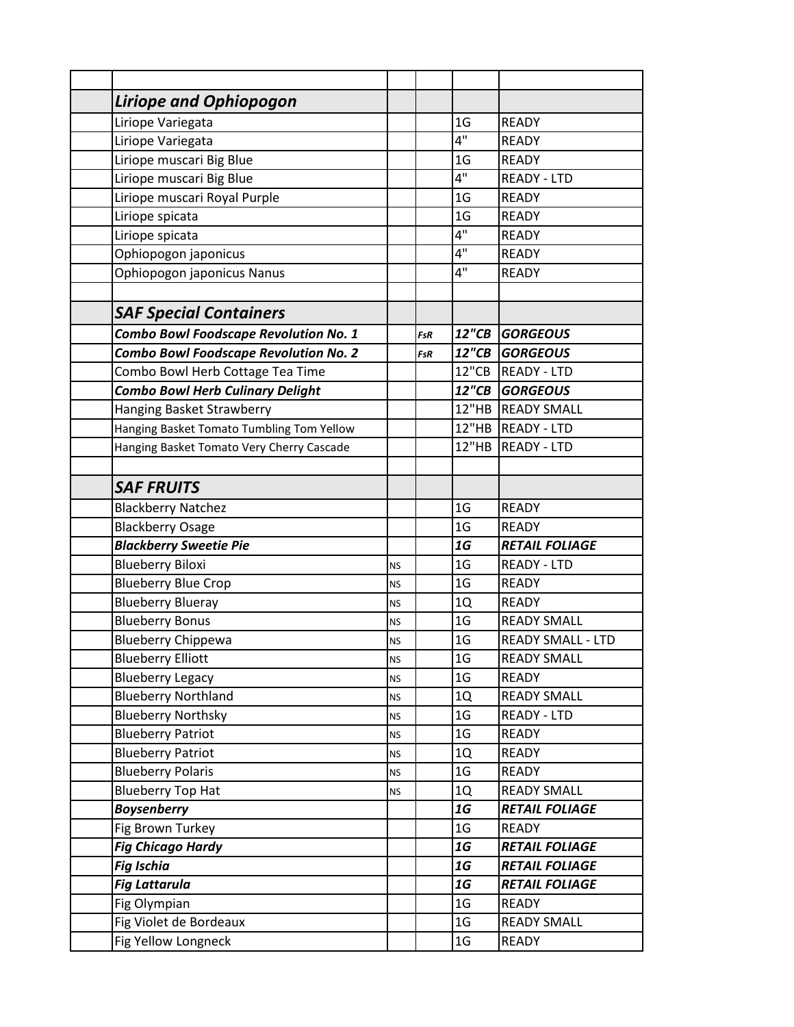| | | | | | |
|---|---|---|---|---|---|
| | ***Liriope and Ophiopogon*** | | | | |
| | Liriope Variegata | | | 1G | READY |
| | Liriope Variegata | | | 4" | READY |
| | Liriope muscari Big Blue | | | 1G | READY |
| | Liriope muscari Big Blue | | | 4" | READY - LTD |
| | Liriope muscari Royal Purple | | | 1G | READY |
| | Liriope spicata | | | 1G | READY |
| | Liriope spicata | | | 4" | READY |
| | Ophiopogon japonicus | | | 4" | READY |
| | Ophiopogon japonicus Nanus | | | 4" | READY |
| | | | | | |
| | ***SAF Special Containers*** | | | | |
| | ***Combo Bowl Foodscape Revolution No. 1*** | | ***FsR*** | ***12"CB*** | ***GORGEOUS*** |
| | ***Combo Bowl Foodscape Revolution No. 2*** | | ***FsR*** | ***12"CB*** | ***GORGEOUS*** |
| | Combo Bowl Herb Cottage Tea Time | | | 12"CB | READY - LTD |
| | ***Combo Bowl Herb Culinary Delight*** | | | ***12"CB*** | ***GORGEOUS*** |
| | Hanging Basket Strawberry | | | 12"HB | READY SMALL |
| | Hanging Basket Tomato Tumbling Tom Yellow | | | 12"HB | READY - LTD |
| | Hanging Basket Tomato Very Cherry Cascade | | | 12"HB | READY - LTD |
| | | | | | |
| | ***SAF FRUITS*** | | | | |
| | Blackberry Natchez | | | 1G | READY |
| | Blackberry Osage | | | 1G | READY |
| | ***Blackberry Sweetie Pie*** | | | ***1G*** | ***RETAIL FOLIAGE*** |
| | Blueberry Biloxi | NS | | 1G | READY - LTD |
| | Blueberry Blue Crop | NS | | 1G | READY |
| | Blueberry Blueray | NS | | 1Q | READY |
| | Blueberry Bonus | NS | | 1G | READY SMALL |
| | Blueberry Chippewa | NS | | 1G | READY SMALL - LTD |
| | Blueberry Elliott | NS | | 1G | READY SMALL |
| | Blueberry Legacy | NS | | 1G | READY |
| | Blueberry Northland | NS | | 1Q | READY SMALL |
| | Blueberry Northsky | NS | | 1G | READY - LTD |
| | Blueberry Patriot | NS | | 1G | READY |
| | Blueberry Patriot | NS | | 1Q | READY |
| | Blueberry Polaris | NS | | 1G | READY |
| | Blueberry Top Hat | NS | | 1Q | READY SMALL |
| | ***Boysenberry*** | | | ***1G*** | ***RETAIL FOLIAGE*** |
| | Fig Brown Turkey | | | 1G | READY |
| | ***Fig Chicago Hardy*** | | | ***1G*** | ***RETAIL FOLIAGE*** |
| | ***Fig Ischia*** | | | ***1G*** | ***RETAIL FOLIAGE*** |
| | ***Fig Lattarula*** | | | ***1G*** | ***RETAIL FOLIAGE*** |
| | Fig Olympian | | | 1G | READY |
| | Fig Violet de Bordeaux | | | 1G | READY SMALL |
| | Fig Yellow Longneck | | | 1G | READY |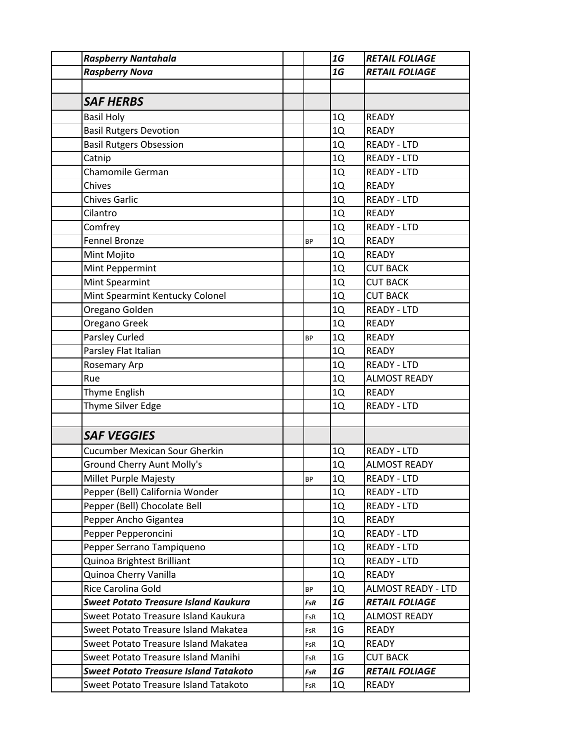| | | | | |
|---|---|---|---|---|
| | ***Raspberry Nantahala*** | | | ***1G*** | ***RETAIL FOLIAGE*** |
| | ***Raspberry Nova*** | | | ***1G*** | ***RETAIL FOLIAGE*** |
| | | | | | |
| | ***SAF HERBS*** | | | | |
| | Basil Holy | | | 1Q | READY |
| | Basil Rutgers Devotion | | | 1Q | READY |
| | Basil Rutgers Obsession | | | 1Q | READY - LTD |
| | Catnip | | | 1Q | READY - LTD |
| | Chamomile German | | | 1Q | READY - LTD |
| | Chives | | | 1Q | READY |
| | Chives Garlic | | | 1Q | READY - LTD |
| | Cilantro | | | 1Q | READY |
| | Comfrey | | | 1Q | READY - LTD |
| | Fennel Bronze | | BP | 1Q | READY |
| | Mint Mojito | | | 1Q | READY |
| | Mint Peppermint | | | 1Q | CUT BACK |
| | Mint Spearmint | | | 1Q | CUT BACK |
| | Mint Spearmint Kentucky Colonel | | | 1Q | CUT BACK |
| | Oregano Golden | | | 1Q | READY - LTD |
| | Oregano Greek | | | 1Q | READY |
| | Parsley Curled | | BP | 1Q | READY |
| | Parsley Flat Italian | | | 1Q | READY |
| | Rosemary Arp | | | 1Q | READY - LTD |
| | Rue | | | 1Q | ALMOST READY |
| | Thyme English | | | 1Q | READY |
| | Thyme Silver Edge | | | 1Q | READY - LTD |
| | | | | | |
| | ***SAF VEGGIES*** | | | | |
| | Cucumber Mexican Sour Gherkin | | | 1Q | READY - LTD |
| | Ground Cherry Aunt Molly's | | | 1Q | ALMOST READY |
| | Millet Purple Majesty | | BP | 1Q | READY - LTD |
| | Pepper (Bell) California Wonder | | | 1Q | READY - LTD |
| | Pepper (Bell) Chocolate Bell | | | 1Q | READY - LTD |
| | Pepper Ancho Gigantea | | | 1Q | READY |
| | Pepper Pepperoncini | | | 1Q | READY - LTD |
| | Pepper Serrano Tampiqueno | | | 1Q | READY - LTD |
| | Quinoa Brightest Brilliant | | | 1Q | READY - LTD |
| | Quinoa Cherry Vanilla | | | 1Q | READY |
| | Rice Carolina Gold | | BP | 1Q | ALMOST READY - LTD |
| | ***Sweet Potato Treasure Island Kaukura*** | | ***FsR*** | ***1G*** | ***RETAIL FOLIAGE*** |
| | Sweet Potato Treasure Island Kaukura | | FsR | 1Q | ALMOST READY |
| | Sweet Potato Treasure Island Makatea | | FsR | 1G | READY |
| | Sweet Potato Treasure Island Makatea | | FsR | 1Q | READY |
| | Sweet Potato Treasure Island Manihi | | FsR | 1G | CUT BACK |
| | ***Sweet Potato Treasure Island Tatakoto*** | | ***FsR*** | ***1G*** | ***RETAIL FOLIAGE*** |
| | Sweet Potato Treasure Island Tatakoto | | FsR | 1Q | READY |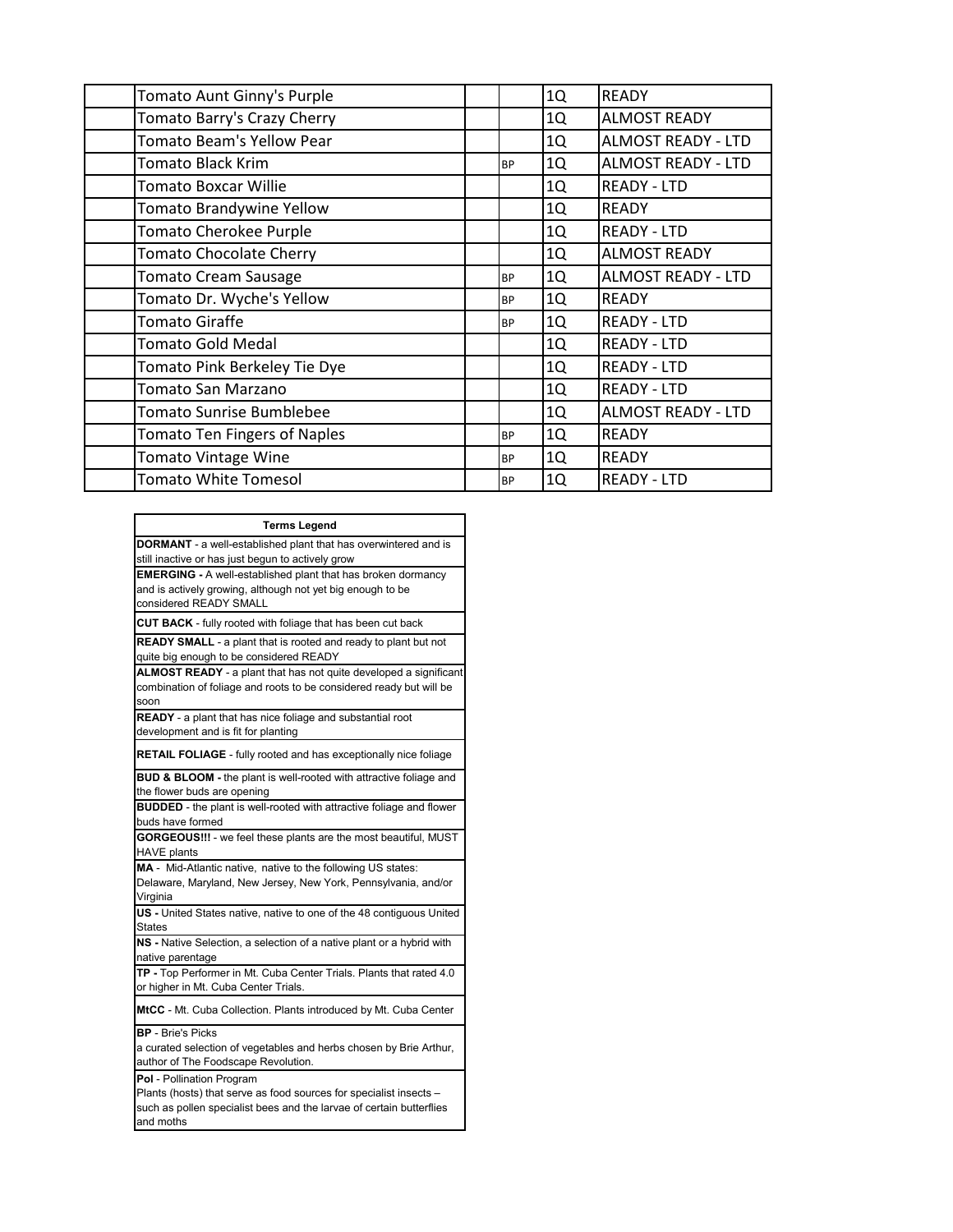| | | | | | |
|---|---|---|---|---|---|
| | Tomato Aunt Ginny's Purple | | | 1Q | READY |
| | Tomato Barry's Crazy Cherry | | | 1Q | ALMOST READY |
| | Tomato Beam's Yellow Pear | | | 1Q | ALMOST READY - LTD |
| | Tomato Black Krim | | BP | 1Q | ALMOST READY - LTD |
| | Tomato Boxcar Willie | | | 1Q | READY - LTD |
| | Tomato Brandywine Yellow | | | 1Q | READY |
| | Tomato Cherokee Purple | | | 1Q | READY - LTD |
| | Tomato Chocolate Cherry | | | 1Q | ALMOST READY |
| | Tomato Cream Sausage | | BP | 1Q | ALMOST READY - LTD |
| | Tomato Dr. Wyche's Yellow | | BP | 1Q | READY |
| | Tomato Giraffe | | BP | 1Q | READY - LTD |
| | Tomato Gold Medal | | | 1Q | READY - LTD |
| | Tomato Pink Berkeley Tie Dye | | | 1Q | READY - LTD |
| | Tomato San Marzano | | | 1Q | READY - LTD |
| | Tomato Sunrise Bumblebee | | | 1Q | ALMOST READY - LTD |
| | Tomato Ten Fingers of Naples | | BP | 1Q | READY |
| | Tomato Vintage Wine | | BP | 1Q | READY |
| | Tomato White Tomesol | | BP | 1Q | READY - LTD |

| Terms Legend |
|---|
| **DORMANT** - a well-established plant that has overwintered and is still inactive or has just begun to actively grow |
| **EMERGING -** A well-established plant that has broken dormancy and is actively growing, although not yet big enough to be considered READY SMALL |
| **CUT BACK** - fully rooted with foliage that has been cut back |
| **READY SMALL** - a plant that is rooted and ready to plant but not quite big enough to be considered READY |
| **ALMOST READY** - a plant that has not quite developed a significant combination of foliage and roots to be considered ready but will be soon |
| **READY** - a plant that has nice foliage and substantial root development and is fit for planting |
| **RETAIL FOLIAGE** - fully rooted and has exceptionally nice foliage |
| **BUD & BLOOM -** the plant is well-rooted with attractive foliage and the flower buds are opening |
| **BUDDED** - the plant is well-rooted with attractive foliage and flower buds have formed |
| **GORGEOUS!!!** - we feel these plants are the most beautiful, MUST HAVE plants |
| **MA** - Mid-Atlantic native, native to the following US states: Delaware, Maryland, New Jersey, New York, Pennsylvania, and/or Virginia |
| **US -** United States native, native to one of the 48 contiguous United States |
| **NS -** Native Selection, a selection of a native plant or a hybrid with native parentage |
| **TP -** Top Performer in Mt. Cuba Center Trials. Plants that rated 4.0 or higher in Mt. Cuba Center Trials. |
| **MtCC** - Mt. Cuba Collection. Plants introduced by Mt. Cuba Center |
| **BP** - Brie's Picks<br>a curated selection of vegetables and herbs chosen by Brie Arthur, author of The Foodscape Revolution. |
| **Pol** - Pollination Program<br>Plants (hosts) that serve as food sources for specialist insects – such as pollen specialist bees and the larvae of certain butterflies and moths |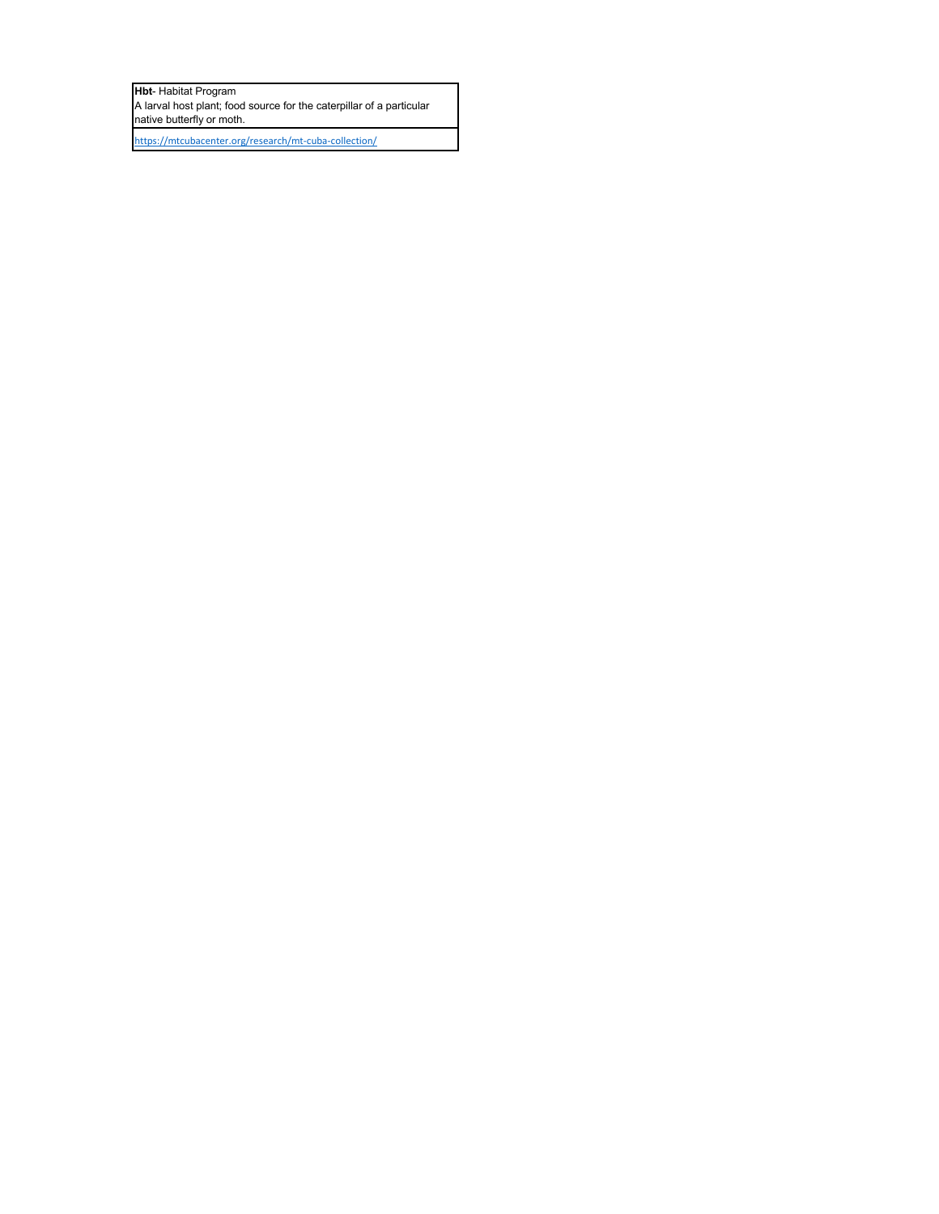| |
|---|
| **Hbt**- Habitat Program<br>A larval host plant; food source for the caterpillar of a particular native butterfly or moth. |
| https://mtcubacenter.org/research/mt-cuba-collection/ |